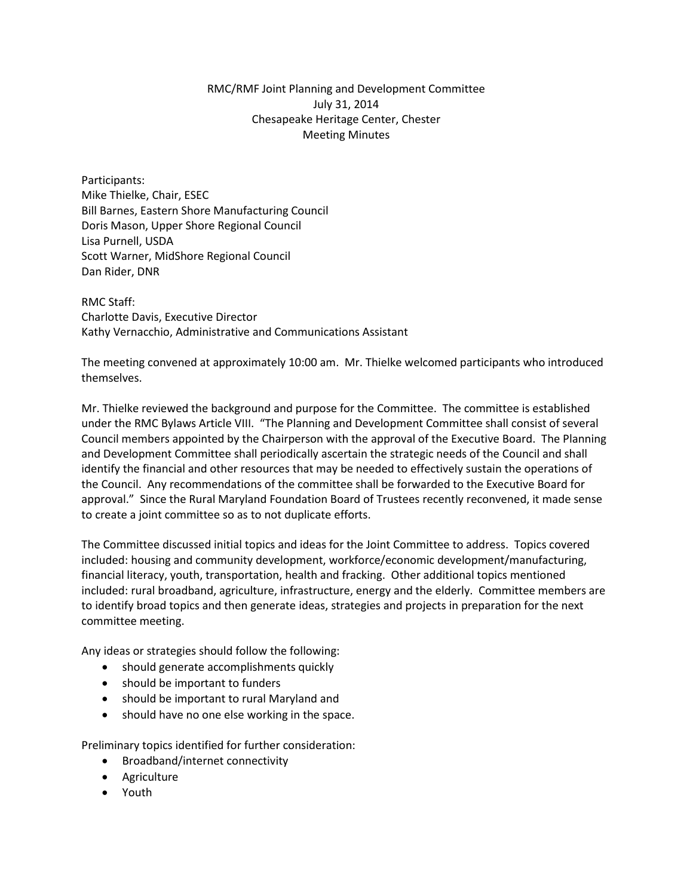# RMC/RMF Joint Planning and Development Committee

July 31, 2014
Chesapeake Heritage Center, Chester
Meeting Minutes

Participants:
Mike Thielke, Chair, ESEC
Bill Barnes, Eastern Shore Manufacturing Council
Doris Mason, Upper Shore Regional Council
Lisa Purnell, USDA
Scott Warner, MidShore Regional Council
Dan Rider, DNR

RMC Staff:
Charlotte Davis, Executive Director
Kathy Vernacchio, Administrative and Communications Assistant

The meeting convened at approximately 10:00 am. Mr. Thielke welcomed participants who introduced themselves.

Mr. Thielke reviewed the background and purpose for the Committee. The committee is established under the RMC Bylaws Article VIII. "The Planning and Development Committee shall consist of several Council members appointed by the Chairperson with the approval of the Executive Board. The Planning and Development Committee shall periodically ascertain the strategic needs of the Council and shall identify the financial and other resources that may be needed to effectively sustain the operations of the Council. Any recommendations of the committee shall be forwarded to the Executive Board for approval." Since the Rural Maryland Foundation Board of Trustees recently reconvened, it made sense to create a joint committee so as to not duplicate efforts.

The Committee discussed initial topics and ideas for the Joint Committee to address. Topics covered included: housing and community development, workforce/economic development/manufacturing, financial literacy, youth, transportation, health and fracking. Other additional topics mentioned included: rural broadband, agriculture, infrastructure, energy and the elderly. Committee members are to identify broad topics and then generate ideas, strategies and projects in preparation for the next committee meeting.

Any ideas or strategies should follow the following:

- should generate accomplishments quickly
- should be important to funders
- should be important to rural Maryland and
- should have no one else working in the space.

Preliminary topics identified for further consideration:

- Broadband/internet connectivity
- Agriculture
- Youth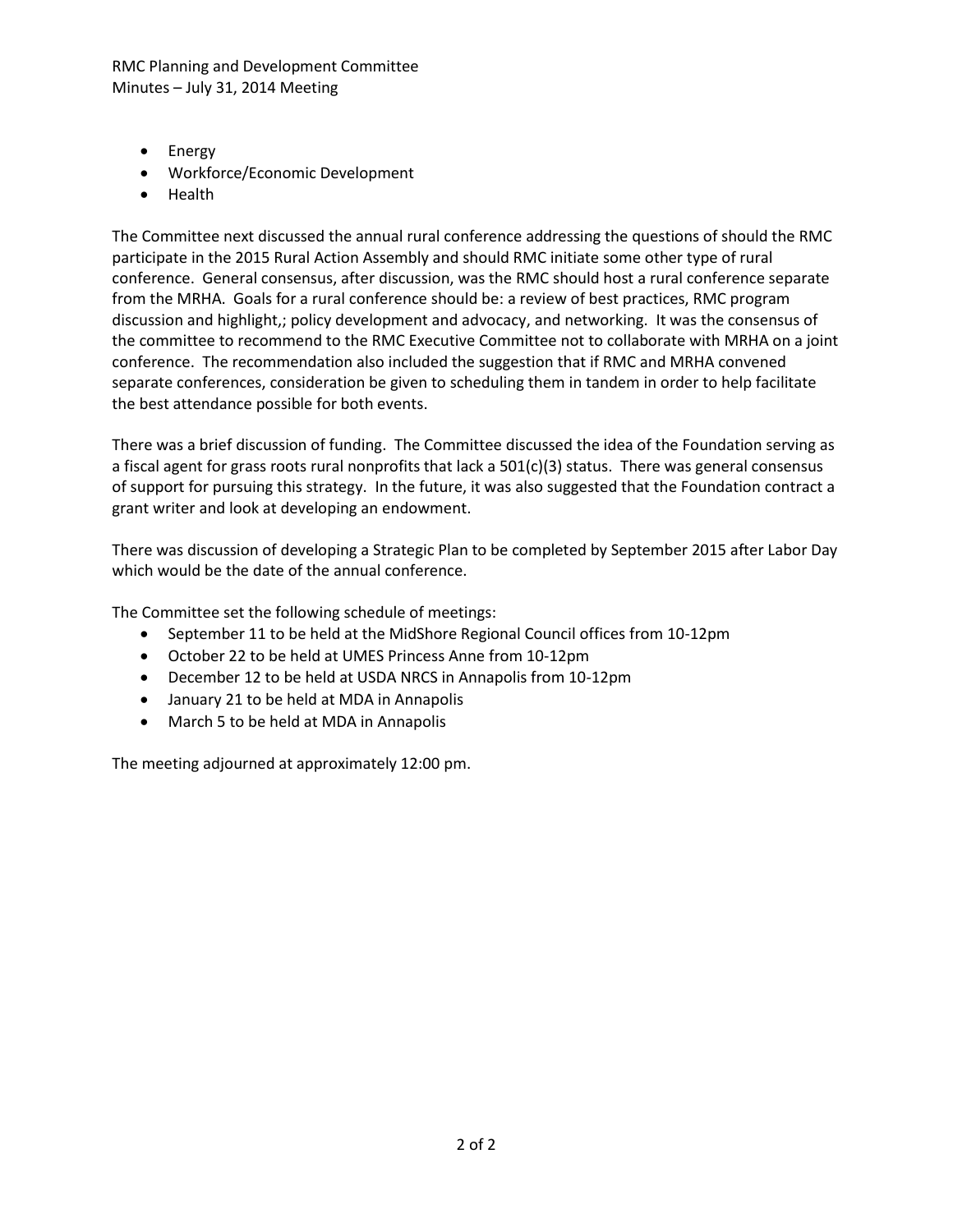- Energy
- Workforce/Economic Development
- Health

The Committee next discussed the annual rural conference addressing the questions of should the RMC participate in the 2015 Rural Action Assembly and should RMC initiate some other type of rural conference. General consensus, after discussion, was the RMC should host a rural conference separate from the MRHA. Goals for a rural conference should be: a review of best practices, RMC program discussion and highlight,; policy development and advocacy, and networking. It was the consensus of the committee to recommend to the RMC Executive Committee not to collaborate with MRHA on a joint conference. The recommendation also included the suggestion that if RMC and MRHA convened separate conferences, consideration be given to scheduling them in tandem in order to help facilitate the best attendance possible for both events.

There was a brief discussion of funding. The Committee discussed the idea of the Foundation serving as a fiscal agent for grass roots rural nonprofits that lack a 501(c)(3) status. There was general consensus of support for pursuing this strategy. In the future, it was also suggested that the Foundation contract a grant writer and look at developing an endowment.

There was discussion of developing a Strategic Plan to be completed by September 2015 after Labor Day which would be the date of the annual conference.

The Committee set the following schedule of meetings:

- September 11 to be held at the MidShore Regional Council offices from 10-12pm
- October 22 to be held at UMES Princess Anne from 10-12pm
- December 12 to be held at USDA NRCS in Annapolis from 10-12pm
- January 21 to be held at MDA in Annapolis
- March 5 to be held at MDA in Annapolis

The meeting adjourned at approximately 12:00 pm.